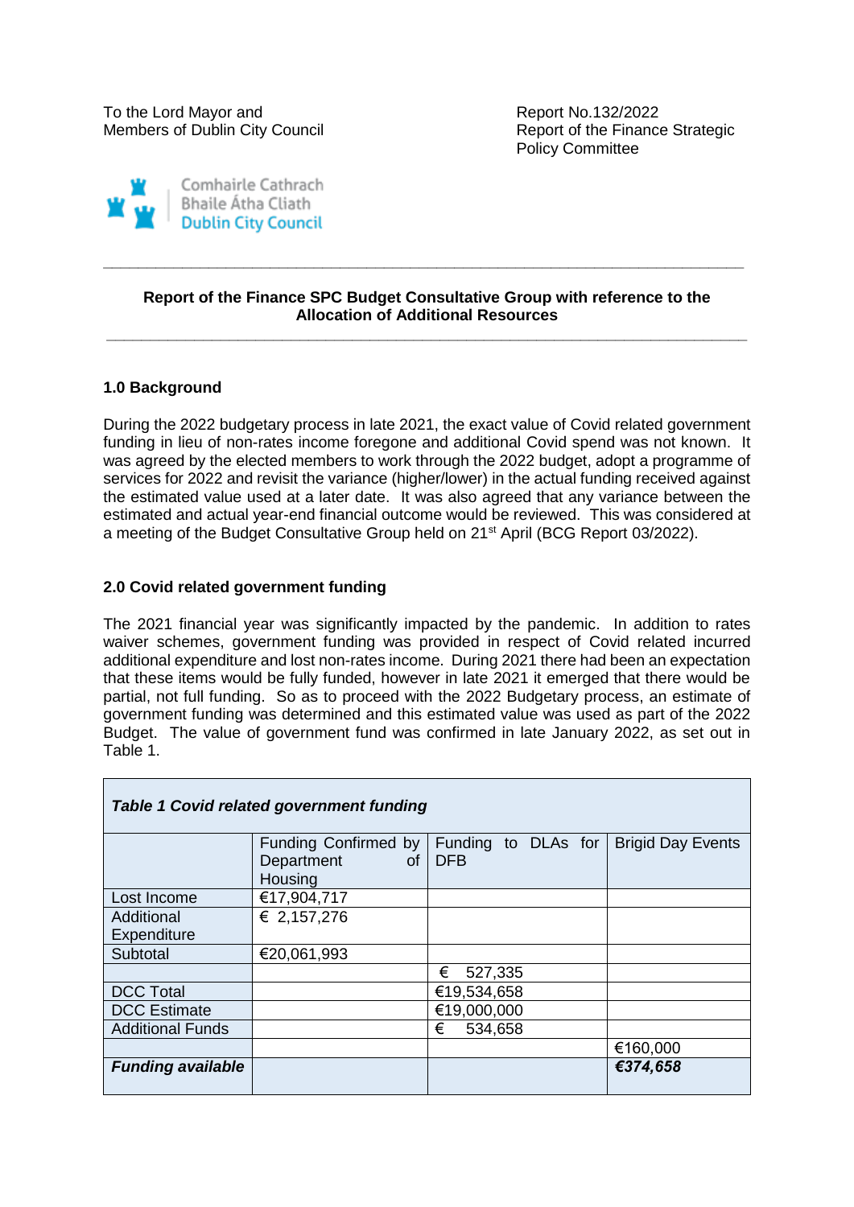To the Lord Mayor and
Members of Dublin City Council

Report No.132/2022
Report of the Finance Strategic
Policy Committee

Comhairle Cathrach
Bhaile Átha Cliath
Dublin City Council

---

**Report of the Finance SPC Budget Consultative Group with reference to the Allocation of Additional Resources**

---

## 1.0 Background

During the 2022 budgetary process in late 2021, the exact value of Covid related government funding in lieu of non-rates income foregone and additional Covid spend was not known. It was agreed by the elected members to work through the 2022 budget, adopt a programme of services for 2022 and revisit the variance (higher/lower) in the actual funding received against the estimated value used at a later date. It was also agreed that any variance between the estimated and actual year-end financial outcome would be reviewed. This was considered at a meeting of the Budget Consultative Group held on 21st April (BCG Report 03/2022).

## 2.0 Covid related government funding

The 2021 financial year was significantly impacted by the pandemic. In addition to rates waiver schemes, government funding was provided in respect of Covid related incurred additional expenditure and lost non-rates income. During 2021 there had been an expectation that these items would be fully funded, however in late 2021 it emerged that there would be partial, not full funding. So as to proceed with the 2022 Budgetary process, an estimate of government funding was determined and this estimated value was used as part of the 2022 Budget. The value of government fund was confirmed in late January 2022, as set out in Table 1.

| ***Table 1 Covid related government funding*** | | | |
|---|---|---|---|
| | Funding Confirmed by Department of Housing | Funding to DLAs for DFB | Brigid Day Events |
| Lost Income | €17,904,717 | | |
| Additional Expenditure | € 2,157,276 | | |
| Subtotal | €20,061,993 | | |
| | | € 527,335 | |
| DCC Total | | €19,534,658 | |
| DCC Estimate | | €19,000,000 | |
| Additional Funds | | € 534,658 | |
| | | | €160,000 |
| ***Funding available*** | | | ***€374,658*** |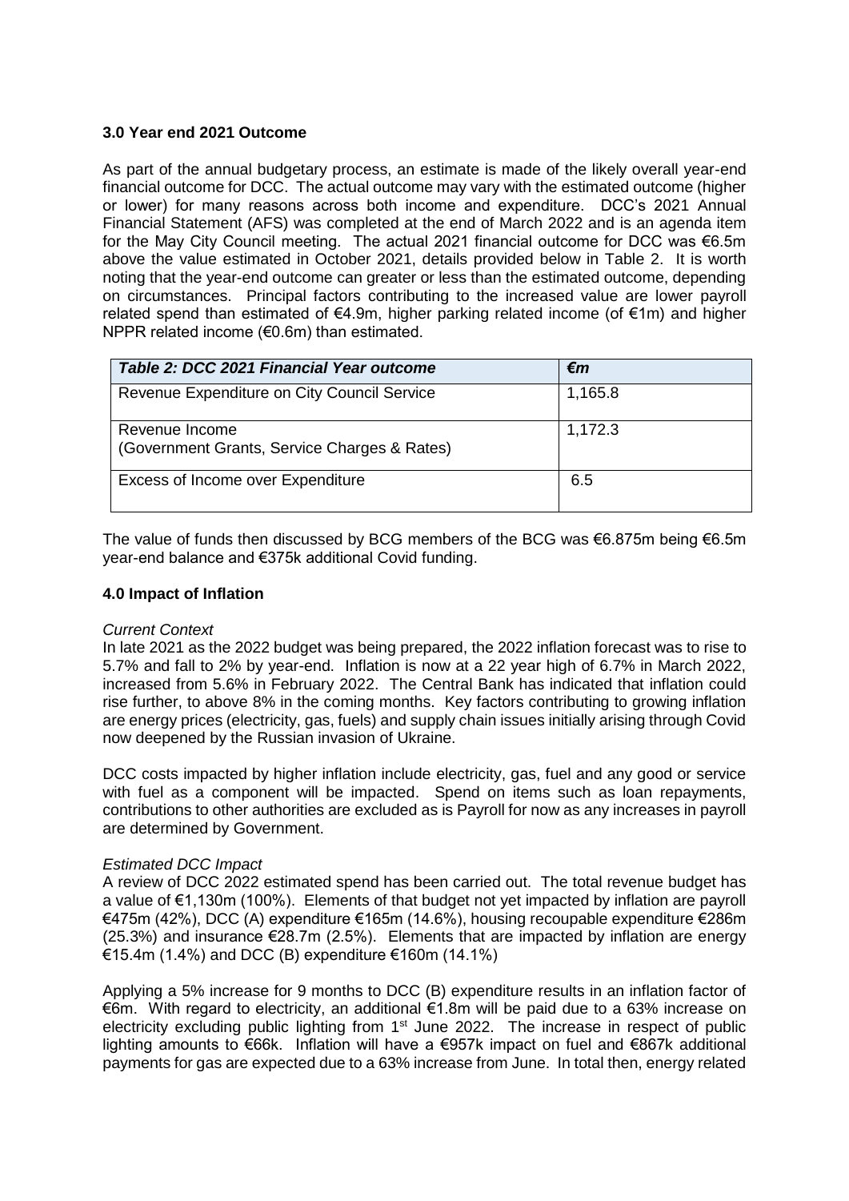**3.0 Year end 2021 Outcome**

As part of the annual budgetary process, an estimate is made of the likely overall year-end financial outcome for DCC. The actual outcome may vary with the estimated outcome (higher or lower) for many reasons across both income and expenditure. DCC's 2021 Annual Financial Statement (AFS) was completed at the end of March 2022 and is an agenda item for the May City Council meeting. The actual 2021 financial outcome for DCC was €6.5m above the value estimated in October 2021, details provided below in Table 2. It is worth noting that the year-end outcome can greater or less than the estimated outcome, depending on circumstances. Principal factors contributing to the increased value are lower payroll related spend than estimated of €4.9m, higher parking related income (of €1m) and higher NPPR related income (€0.6m) than estimated.

| *Table 2: DCC 2021 Financial Year outcome* | *€m* |
|---|---|
| Revenue Expenditure on City Council Service | 1,165.8 |
| Revenue Income (Government Grants, Service Charges & Rates) | 1,172.3 |
| Excess of Income over Expenditure | 6.5 |

The value of funds then discussed by BCG members of the BCG was €6.875m being €6.5m year-end balance and €375k additional Covid funding.

**4.0 Impact of Inflation**

*Current Context*

In late 2021 as the 2022 budget was being prepared, the 2022 inflation forecast was to rise to 5.7% and fall to 2% by year-end. Inflation is now at a 22 year high of 6.7% in March 2022, increased from 5.6% in February 2022. The Central Bank has indicated that inflation could rise further, to above 8% in the coming months. Key factors contributing to growing inflation are energy prices (electricity, gas, fuels) and supply chain issues initially arising through Covid now deepened by the Russian invasion of Ukraine.

DCC costs impacted by higher inflation include electricity, gas, fuel and any good or service with fuel as a component will be impacted. Spend on items such as loan repayments, contributions to other authorities are excluded as is Payroll for now as any increases in payroll are determined by Government.

*Estimated DCC Impact*

A review of DCC 2022 estimated spend has been carried out. The total revenue budget has a value of €1,130m (100%). Elements of that budget not yet impacted by inflation are payroll €475m (42%), DCC (A) expenditure €165m (14.6%), housing recoupable expenditure €286m (25.3%) and insurance €28.7m (2.5%). Elements that are impacted by inflation are energy €15.4m (1.4%) and DCC (B) expenditure €160m (14.1%)

Applying a 5% increase for 9 months to DCC (B) expenditure results in an inflation factor of €6m. With regard to electricity, an additional €1.8m will be paid due to a 63% increase on electricity excluding public lighting from 1st June 2022. The increase in respect of public lighting amounts to €66k. Inflation will have a €957k impact on fuel and €867k additional payments for gas are expected due to a 63% increase from June. In total then, energy related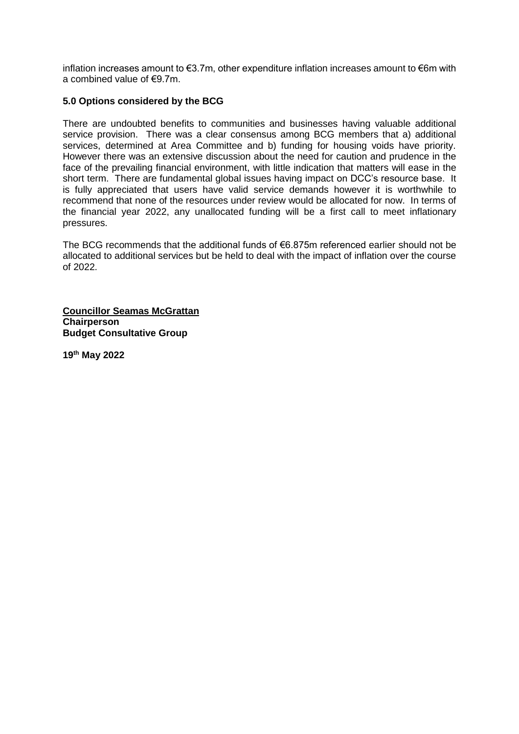inflation increases amount to €3.7m, other expenditure inflation increases amount to €6m with a combined value of €9.7m.

**5.0 Options considered by the BCG**

There are undoubted benefits to communities and businesses having valuable additional service provision. There was a clear consensus among BCG members that a) additional services, determined at Area Committee and b) funding for housing voids have priority. However there was an extensive discussion about the need for caution and prudence in the face of the prevailing financial environment, with little indication that matters will ease in the short term. There are fundamental global issues having impact on DCC's resource base. It is fully appreciated that users have valid service demands however it is worthwhile to recommend that none of the resources under review would be allocated for now. In terms of the financial year 2022, any unallocated funding will be a first call to meet inflationary pressures.

The BCG recommends that the additional funds of €6.875m referenced earlier should not be allocated to additional services but be held to deal with the impact of inflation over the course of 2022.

**Councillor Seamas McGrattan**
**Chairperson**
**Budget Consultative Group**

**19th May 2022**